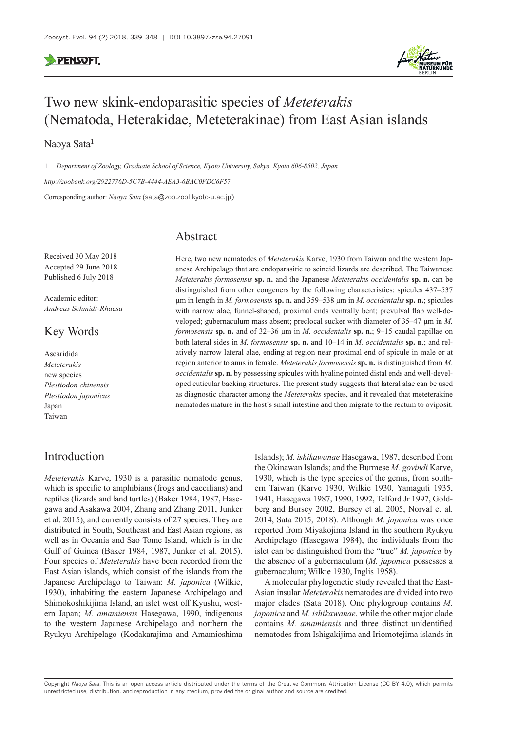# Two new skink-endoparasitic species of *Meteterakis* (Nematoda, Heterakidae, Meteterakinae) from East Asian islands

Naoya Sata[1]

1 *Department of Zoology, Graduate School of Science, Kyoto University, Sakyo, Kyoto 606-8502, Japan*

*http://zoobank.org/2922776D-5C7B-4444-AEA3-6BAC0FDC6F57*

Corresponding author: *Naoya Sata* (sata@zoo.zool.kyoto-u.ac.jp)

Received 30 May 2018
Accepted 29 June 2018
Published 6 July 2018

Academic editor:
*Andreas Schmidt-Rhaesa*

## Key Words

Ascaridida
*Meteterakis*
new species
*Plestiodon chinensis*
*Plestiodon japonicus*
Japan
Taiwan

## Abstract

Here, two new nematodes of *Meteterakis* Karve, 1930 from Taiwan and the western Japanese Archipelago that are endoparasitic to scincid lizards are described. The Taiwanese *Meteterakis formosensis* **sp. n.** and the Japanese *Meteterakis occidentalis* **sp. n.** can be distinguished from other congeners by the following characteristics: spicules 437–537 µm in length in *M. formosensis* **sp. n.** and 359–538 µm in *M. occidentalis* **sp. n.**; spicules with narrow alae, funnel-shaped, proximal ends ventrally bent; prevulval flap well-developed; gubernaculum mass absent; preclocal sucker with diameter of 35–47 µm in *M. formosensis* **sp. n.** and of 32–36 µm in *M. occidentalis* **sp. n.**; 9–15 caudal papillae on both lateral sides in *M. formosensis* **sp. n.** and 10–14 in *M. occidentalis* **sp. n**.; and relatively narrow lateral alae, ending at region near proximal end of spicule in male or at region anterior to anus in female. *Meteterakis formosensis* **sp. n.** is distinguished from *M. occidentalis* **sp. n.** by possessing spicules with hyaline pointed distal ends and well-developed cuticular backing structures. The present study suggests that lateral alae can be used as diagnostic character among the *Meteterakis* species, and it revealed that meteterakine nematodes mature in the host's small intestine and then migrate to the rectum to oviposit.

## Introduction

*Meteterakis* Karve, 1930 is a parasitic nematode genus, which is specific to amphibians (frogs and caecilians) and reptiles (lizards and land turtles) (Baker 1984, 1987, Hasegawa and Asakawa 2004, Zhang and Zhang 2011, Junker et al. 2015), and currently consists of 27 species. They are distributed in South, Southeast and East Asian regions, as well as in Oceania and Sao Tome Island, which is in the Gulf of Guinea (Baker 1984, 1987, Junker et al. 2015). Four species of *Meteterakis* have been recorded from the East Asian islands, which consist of the islands from the Japanese Archipelago to Taiwan: *M. japonica* (Wilkie, 1930), inhabiting the eastern Japanese Archipelago and Shimokoshikijima Island, an islet west off Kyushu, western Japan; *M. amamiensis* Hasegawa, 1990, indigenous to the western Japanese Archipelago and northern the Ryukyu Archipelago (Kodakarajima and Amamioshima Islands); *M. ishikawanae* Hasegawa, 1987, described from the Okinawan Islands; and the Burmese *M. govindi* Karve, 1930, which is the type species of the genus, from southern Taiwan (Karve 1930, Wilkie 1930, Yamaguti 1935, 1941, Hasegawa 1987, 1990, 1992, Telford Jr 1997, Goldberg and Bursey 2002, Bursey et al. 2005, Norval et al. 2014, Sata 2015, 2018). Although *M. japonica* was once reported from Miyakojima Island in the southern Ryukyu Archipelago (Hasegawa 1984), the individuals from the islet can be distinguished from the "true" *M. japonica* by the absence of a gubernaculum (*M. japonica* possesses a gubernaculum; Wilkie 1930, Inglis 1958).

A molecular phylogenetic study revealed that the East-Asian insular *Meteterakis* nematodes are divided into two major clades (Sata 2018). One phylogroup contains *M. japonica* and *M. ishikawanae*, while the other major clade contains *M. amamiensis* and three distinct unidentified nematodes from Ishigakijima and Iriomotejima islands in

Copyright *Naoya Sata*. This is an open access article distributed under the terms of the Creative Commons Attribution License (CC BY 4.0), which permits unrestricted use, distribution, and reproduction in any medium, provided the original author and source are credited.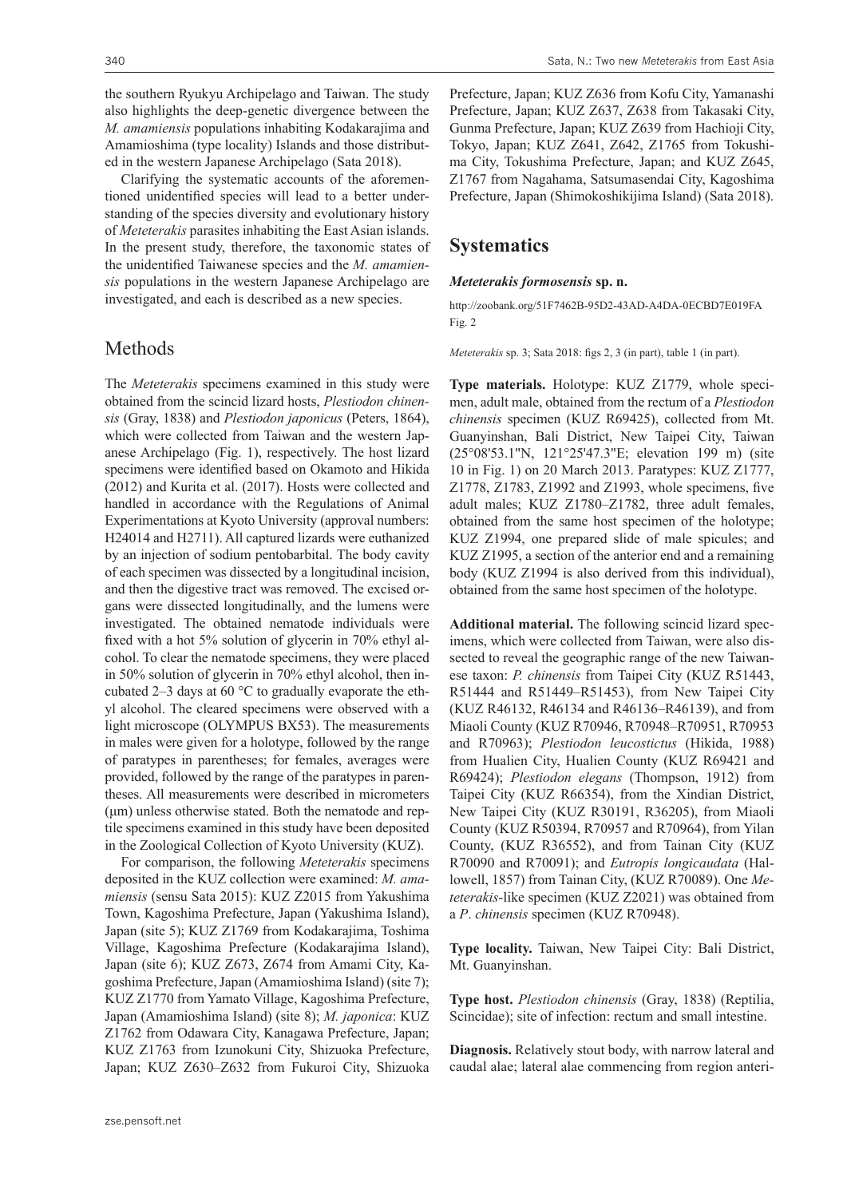the southern Ryukyu Archipelago and Taiwan. The study also highlights the deep-genetic divergence between the *M. amamiensis* populations inhabiting Kodakarajima and Amamioshima (type locality) Islands and those distributed in the western Japanese Archipelago (Sata 2018).

Clarifying the systematic accounts of the aforementioned unidentified species will lead to a better understanding of the species diversity and evolutionary history of *Meteterakis* parasites inhabiting the East Asian islands. In the present study, therefore, the taxonomic states of the unidentified Taiwanese species and the *M. amamiensis* populations in the western Japanese Archipelago are investigated, and each is described as a new species.

## Methods

The *Meteterakis* specimens examined in this study were obtained from the scincid lizard hosts, *Plestiodon chinensis* (Gray, 1838) and *Plestiodon japonicus* (Peters, 1864), which were collected from Taiwan and the western Japanese Archipelago (Fig. 1), respectively. The host lizard specimens were identified based on Okamoto and Hikida (2012) and Kurita et al. (2017). Hosts were collected and handled in accordance with the Regulations of Animal Experimentations at Kyoto University (approval numbers: H24014 and H2711). All captured lizards were euthanized by an injection of sodium pentobarbital. The body cavity of each specimen was dissected by a longitudinal incision, and then the digestive tract was removed. The excised organs were dissected longitudinally, and the lumens were investigated. The obtained nematode individuals were fixed with a hot 5% solution of glycerin in 70% ethyl alcohol. To clear the nematode specimens, they were placed in 50% solution of glycerin in 70% ethyl alcohol, then incubated 2–3 days at 60 °C to gradually evaporate the ethyl alcohol. The cleared specimens were observed with a light microscope (OLYMPUS BX53). The measurements in males were given for a holotype, followed by the range of paratypes in parentheses; for females, averages were provided, followed by the range of the paratypes in parentheses. All measurements were described in micrometers (μm) unless otherwise stated. Both the nematode and reptile specimens examined in this study have been deposited in the Zoological Collection of Kyoto University (KUZ).

For comparison, the following *Meteterakis* specimens deposited in the KUZ collection were examined: *M. amamiensis* (sensu Sata 2015): KUZ Z2015 from Yakushima Town, Kagoshima Prefecture, Japan (Yakushima Island), Japan (site 5); KUZ Z1769 from Kodakarajima, Toshima Village, Kagoshima Prefecture (Kodakarajima Island), Japan (site 6); KUZ Z673, Z674 from Amami City, Kagoshima Prefecture, Japan (Amamioshima Island) (site 7); KUZ Z1770 from Yamato Village, Kagoshima Prefecture, Japan (Amamioshima Island) (site 8); *M. japonica*: KUZ Z1762 from Odawara City, Kanagawa Prefecture, Japan; KUZ Z1763 from Izunokuni City, Shizuoka Prefecture, Japan; KUZ Z630–Z632 from Fukuroi City, Shizuoka Prefecture, Japan; KUZ Z636 from Kofu City, Yamanashi Prefecture, Japan; KUZ Z637, Z638 from Takasaki City, Gunma Prefecture, Japan; KUZ Z639 from Hachioji City, Tokyo, Japan; KUZ Z641, Z642, Z1765 from Tokushima City, Tokushima Prefecture, Japan; and KUZ Z645, Z1767 from Nagahama, Satsumasendai City, Kagoshima Prefecture, Japan (Shimokoshikijima Island) (Sata 2018).

## Systematics

### *Meteterakis formosensis* sp. n.

http://zoobank.org/51F7462B-95D2-43AD-A4DA-0ECBD7E019FA

Fig. 2

*Meteterakis* sp. 3; Sata 2018: figs 2, 3 (in part), table 1 (in part).

**Type materials.** Holotype: KUZ Z1779, whole specimen, adult male, obtained from the rectum of a *Plestiodon chinensis* specimen (KUZ R69425), collected from Mt. Guanyinshan, Bali District, New Taipei City, Taiwan (25°08'53.1"N, 121°25'47.3"E; elevation 199 m) (site 10 in Fig. 1) on 20 March 2013. Paratypes: KUZ Z1777, Z1778, Z1783, Z1992 and Z1993, whole specimens, five adult males; KUZ Z1780–Z1782, three adult females, obtained from the same host specimen of the holotype; KUZ Z1994, one prepared slide of male spicules; and KUZ Z1995, a section of the anterior end and a remaining body (KUZ Z1994 is also derived from this individual), obtained from the same host specimen of the holotype.

**Additional material.** The following scincid lizard specimens, which were collected from Taiwan, were also dissected to reveal the geographic range of the new Taiwanese taxon: *P. chinensis* from Taipei City (KUZ R51443, R51444 and R51449–R51453), from New Taipei City (KUZ R46132, R46134 and R46136–R46139), and from Miaoli County (KUZ R70946, R70948–R70951, R70953 and R70963); *Plestiodon leucostictus* (Hikida, 1988) from Hualien City, Hualien County (KUZ R69421 and R69424); *Plestiodon elegans* (Thompson, 1912) from Taipei City (KUZ R66354), from the Xindian District, New Taipei City (KUZ R30191, R36205), from Miaoli County (KUZ R50394, R70957 and R70964), from Yilan County, (KUZ R36552), and from Tainan City (KUZ R70090 and R70091); and *Eutropis longicaudata* (Hallowell, 1857) from Tainan City, (KUZ R70089). One *Meteterakis*-like specimen (KUZ Z2021) was obtained from a *P. chinensis* specimen (KUZ R70948).

**Type locality.** Taiwan, New Taipei City: Bali District, Mt. Guanyinshan.

**Type host.** *Plestiodon chinensis* (Gray, 1838) (Reptilia, Scincidae); site of infection: rectum and small intestine.

**Diagnosis.** Relatively stout body, with narrow lateral and caudal alae; lateral alae commencing from region anteri-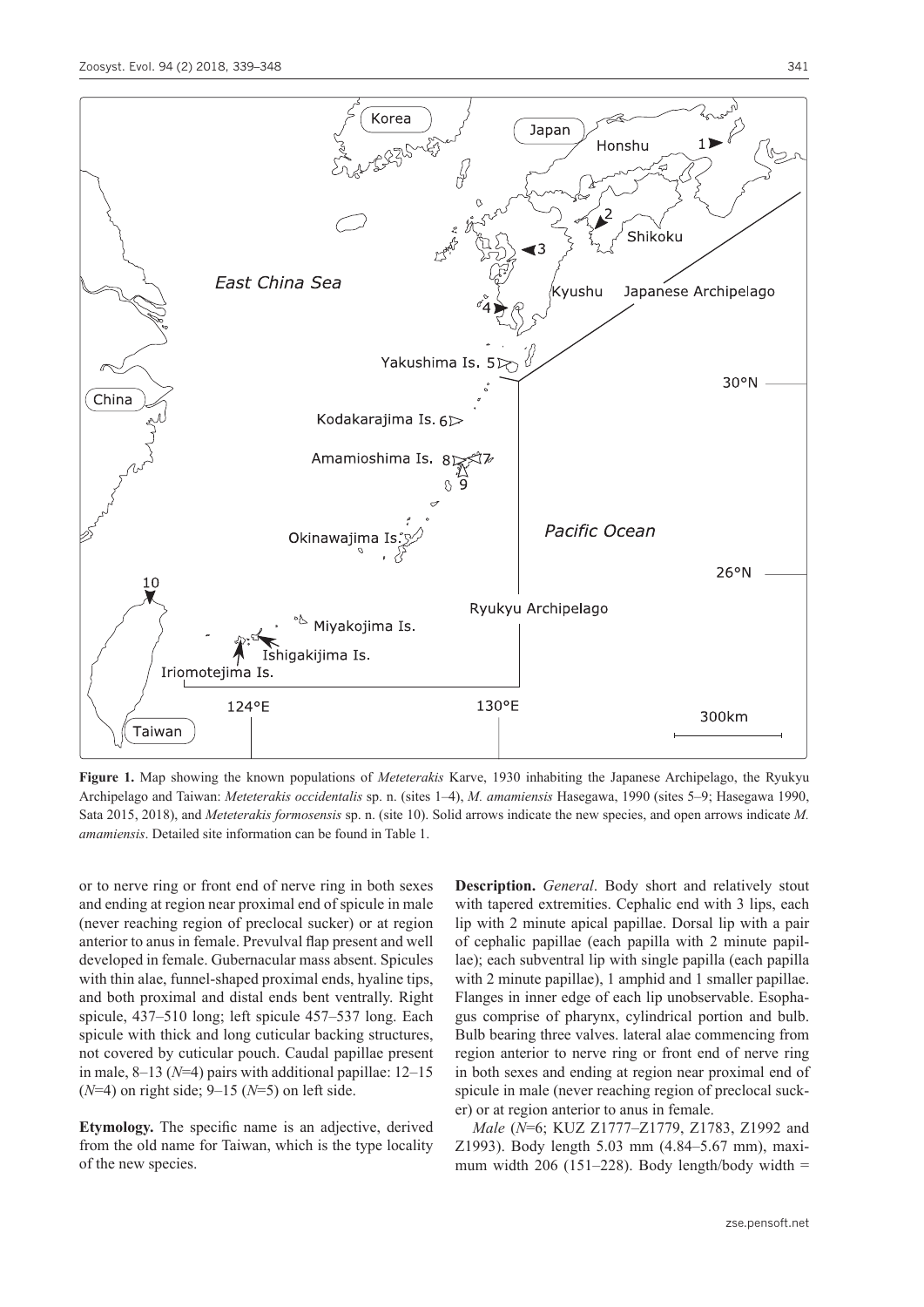**Figure 1.** Map showing the known populations of *Meteterakis* Karve, 1930 inhabiting the Japanese Archipelago, the Ryukyu Archipelago and Taiwan: *Meteterakis occidentalis* sp. n. (sites 1–4), *M. amamiensis* Hasegawa, 1990 (sites 5–9; Hasegawa 1990, Sata 2015, 2018), and *Meteterakis formosensis* sp. n. (site 10). Solid arrows indicate the new species, and open arrows indicate *M. amamiensis*. Detailed site information can be found in Table 1.

or to nerve ring or front end of nerve ring in both sexes and ending at region near proximal end of spicule in male (never reaching region of preclocal sucker) or at region anterior to anus in female. Prevulval flap present and well developed in female. Gubernacular mass absent. Spicules with thin alae, funnel-shaped proximal ends, hyaline tips, and both proximal and distal ends bent ventrally. Right spicule, 437–510 long; left spicule 457–537 long. Each spicule with thick and long cuticular backing structures, not covered by cuticular pouch. Caudal papillae present in male, 8–13 (*N*=4) pairs with additional papillae: 12–15 (*N*=4) on right side; 9–15 (*N*=5) on left side.

**Etymology.** The specific name is an adjective, derived from the old name for Taiwan, which is the type locality of the new species.

**Description.** *General*. Body short and relatively stout with tapered extremities. Cephalic end with 3 lips, each lip with 2 minute apical papillae. Dorsal lip with a pair of cephalic papillae (each papilla with 2 minute papillae); each subventral lip with single papilla (each papilla with 2 minute papillae), 1 amphid and 1 smaller papillae. Flanges in inner edge of each lip unobservable. Esophagus comprise of pharynx, cylindrical portion and bulb. Bulb bearing three valves. lateral alae commencing from region anterior to nerve ring or front end of nerve ring in both sexes and ending at region near proximal end of spicule in male (never reaching region of preclocal sucker) or at region anterior to anus in female.

*Male* (*N*=6; KUZ Z1777–Z1779, Z1783, Z1992 and Z1993). Body length 5.03 mm (4.84–5.67 mm), maximum width 206 (151–228). Body length/body width =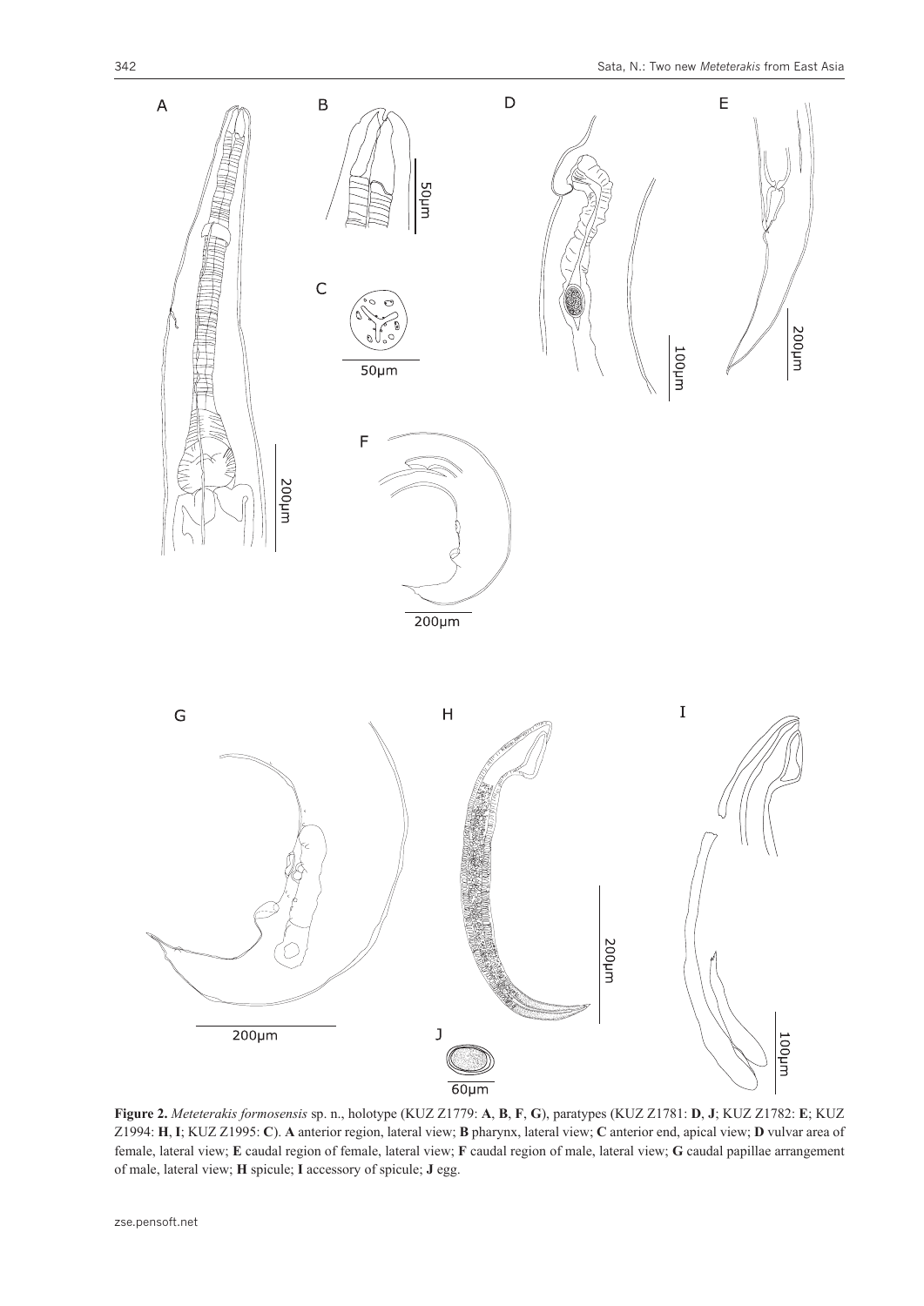**Figure 2.** *Meteterakis formosensis* sp. n., holotype (KUZ Z1779: **A**, **B**, **F**, **G**), paratypes (KUZ Z1781: **D**, **J**; KUZ Z1782: **E**; KUZ Z1994: **H**, **I**; KUZ Z1995: **C**). **A** anterior region, lateral view; **B** pharynx, lateral view; **C** anterior end, apical view; **D** vulvar area of female, lateral view; **E** caudal region of female, lateral view; **F** caudal region of male, lateral view; **G** caudal papillae arrangement of male, lateral view; **H** spicule; **I** accessory of spicule; **J** egg.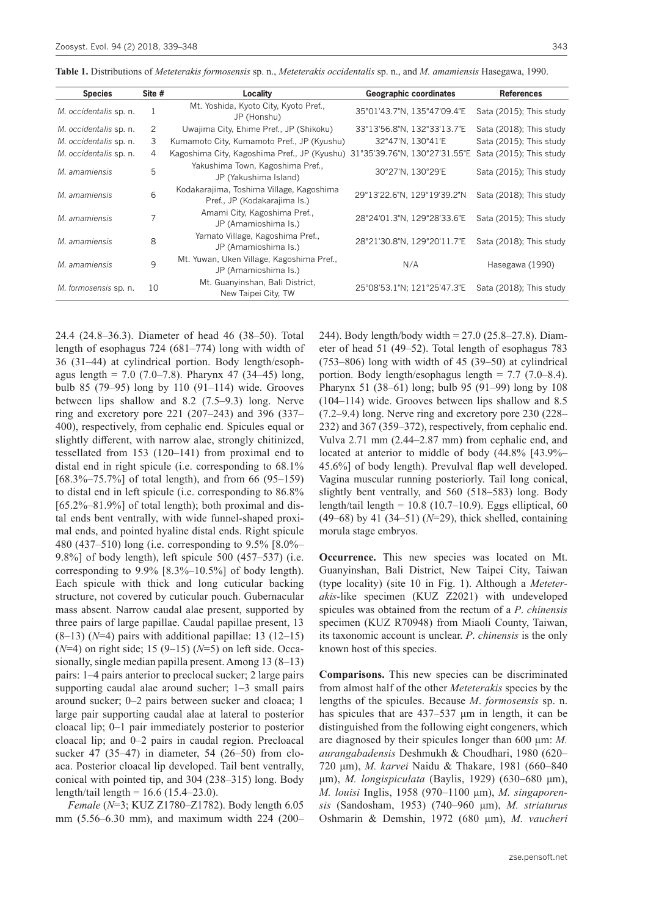**Table 1.** Distributions of *Meteterakis formosensis* sp. n., *Meteterakis occidentalis* sp. n., and *M. amamiensis* Hasegawa, 1990.

| Species | Site # | Locality | Geographic coordinates | References |
|---|---|---|---|---|
| *M. occidentalis* sp. n. | 1 | Mt. Yoshida, Kyoto City, Kyoto Pref., JP (Honshu) | 35°01'43.7"N, 135°47'09.4"E | Sata (2015); This study |
| *M. occidentalis* sp. n. | 2 | Uwajima City, Ehime Pref., JP (Shikoku) | 33°13'56.8"N, 132°33'13.7"E | Sata (2018); This study |
| *M. occidentalis* sp. n. | 3 | Kumamoto City, Kumamoto Pref., JP (Kyushu) | 32°47'N, 130°41'E | Sata (2015); This study |
| *M. occidentalis* sp. n. | 4 | Kagoshima City, Kagoshima Pref., JP (Kyushu) | 31°35'39.76"N, 130°27'31.55"E | Sata (2015); This study |
| *M. amamiensis* | 5 | Yakushima Town, Kagoshima Pref., JP (Yakushima Island) | 30°27'N, 130°29'E | Sata (2015); This study |
| *M. amamiensis* | 6 | Kodakarajima, Toshima Village, Kagoshima Pref., JP (Kodakarajima Is.) | 29°13'22.6"N, 129°19'39.2"N | Sata (2018); This study |
| *M. amamiensis* | 7 | Amami City, Kagoshima Pref., JP (Amamioshima Is.) | 28°24'01.3"N, 129°28'33.6"E | Sata (2015); This study |
| *M. amamiensis* | 8 | Yamato Village, Kagoshima Pref., JP (Amamioshima Is.) | 28°21'30.8"N, 129°20'11.7"E | Sata (2018); This study |
| *M. amamiensis* | 9 | Mt. Yuwan, Uken Village, Kagoshima Pref., JP (Amamioshima Is.) | N/A | Hasegawa (1990) |
| *M. formosensis* sp. n. | 10 | Mt. Guanyinshan, Bali District, New Taipei City, TW | 25°08'53.1"N; 121°25'47.3"E | Sata (2018); This study |

24.4 (24.8–36.3). Diameter of head 46 (38–50). Total length of esophagus 724 (681–774) long with width of 36 (31–44) at cylindrical portion. Body length/esophagus length = 7.0 (7.0–7.8). Pharynx 47 (34–45) long, bulb 85 (79–95) long by 110 (91–114) wide. Grooves between lips shallow and 8.2 (7.5–9.3) long. Nerve ring and excretory pore 221 (207–243) and 396 (337–400), respectively, from cephalic end. Spicules equal or slightly different, with narrow alae, strongly chitinized, tessellated from 153 (120–141) from proximal end to distal end in right spicule (i.e. corresponding to 68.1% [68.3%–75.7%] of total length), and from 66 (95–159) to distal end in left spicule (i.e. corresponding to 86.8% [65.2%–81.9%] of total length); both proximal and distal ends bent ventrally, with wide funnel-shaped proximal ends, and pointed hyaline distal ends. Right spicule 480 (437–510) long (i.e. corresponding to 9.5% [8.0%–9.8%] of body length), left spicule 500 (457–537) (i.e. corresponding to 9.9% [8.3%–10.5%] of body length). Each spicule with thick and long cuticular backing structure, not covered by cuticular pouch. Gubernacular mass absent. Narrow caudal alae present, supported by three pairs of large papillae. Caudal papillae present, 13 (8–13) (*N*=4) pairs with additional papillae: 13 (12–15) (*N*=4) on right side; 15 (9–15) (*N*=5) on left side. Occasionally, single median papilla present. Among 13 (8–13) pairs: 1–4 pairs anterior to preclocal sucker; 2 large pairs supporting caudal alae around sucher; 1–3 small pairs around sucker; 0–2 pairs between sucker and cloaca; 1 large pair supporting caudal alae at lateral to posterior cloacal lip; 0–1 pair immediately posterior to posterior cloacal lip; and 0–2 pairs in caudal region. Precloacal sucker 47 (35–47) in diameter, 54 (26–50) from cloaca. Posterior cloacal lip developed. Tail bent ventrally, conical with pointed tip, and 304 (238–315) long. Body length/tail length = 16.6 (15.4–23.0).

*Female* (*N*=3; KUZ Z1780–Z1782). Body length 6.05 mm (5.56–6.30 mm), and maximum width 224 (200–244). Body length/body width = 27.0 (25.8–27.8). Diameter of head 51 (49–52). Total length of esophagus 783 (753–806) long with width of 45 (39–50) at cylindrical portion. Body length/esophagus length = 7.7 (7.0–8.4). Pharynx 51 (38–61) long; bulb 95 (91–99) long by 108 (104–114) wide. Grooves between lips shallow and 8.5 (7.2–9.4) long. Nerve ring and excretory pore 230 (228–232) and 367 (359–372), respectively, from cephalic end. Vulva 2.71 mm (2.44–2.87 mm) from cephalic end, and located at anterior to middle of body (44.8% [43.9%–45.6%] of body length). Prevulval flap well developed. Vagina muscular running posteriorly. Tail long conical, slightly bent ventrally, and 560 (518–583) long. Body length/tail length = 10.8 (10.7–10.9). Eggs elliptical, 60 (49–68) by 41 (34–51) (*N*=29), thick shelled, containing morula stage embryos.

**Occurrence.** This new species was located on Mt. Guanyinshan, Bali District, New Taipei City, Taiwan (type locality) (site 10 in Fig. 1). Although a *Meteterakis*-like specimen (KUZ Z2021) with undeveloped spicules was obtained from the rectum of a *P*. *chinensis* specimen (KUZ R70948) from Miaoli County, Taiwan, its taxonomic account is unclear. *P*. *chinensis* is the only known host of this species.

**Comparisons.** This new species can be discriminated from almost half of the other *Meteterakis* species by the lengths of the spicules. Because *M*. *formosensis* sp. n. has spicules that are 437–537 μm in length, it can be distinguished from the following eight congeners, which are diagnosed by their spicules longer than 600 μm: *M. aurangabadensis* Deshmukh & Choudhari, 1980 (620–720 μm), *M. karvei* Naidu & Thakare, 1981 (660–840 μm), *M. longispiculata* (Baylis, 1929) (630–680 μm), *M. louisi* Inglis, 1958 (970–1100 μm), *M. singaporensis* (Sandosham, 1953) (740–960 μm), *M. striaturus* Oshmarin & Demshin, 1972 (680 μm), *M. vaucheri*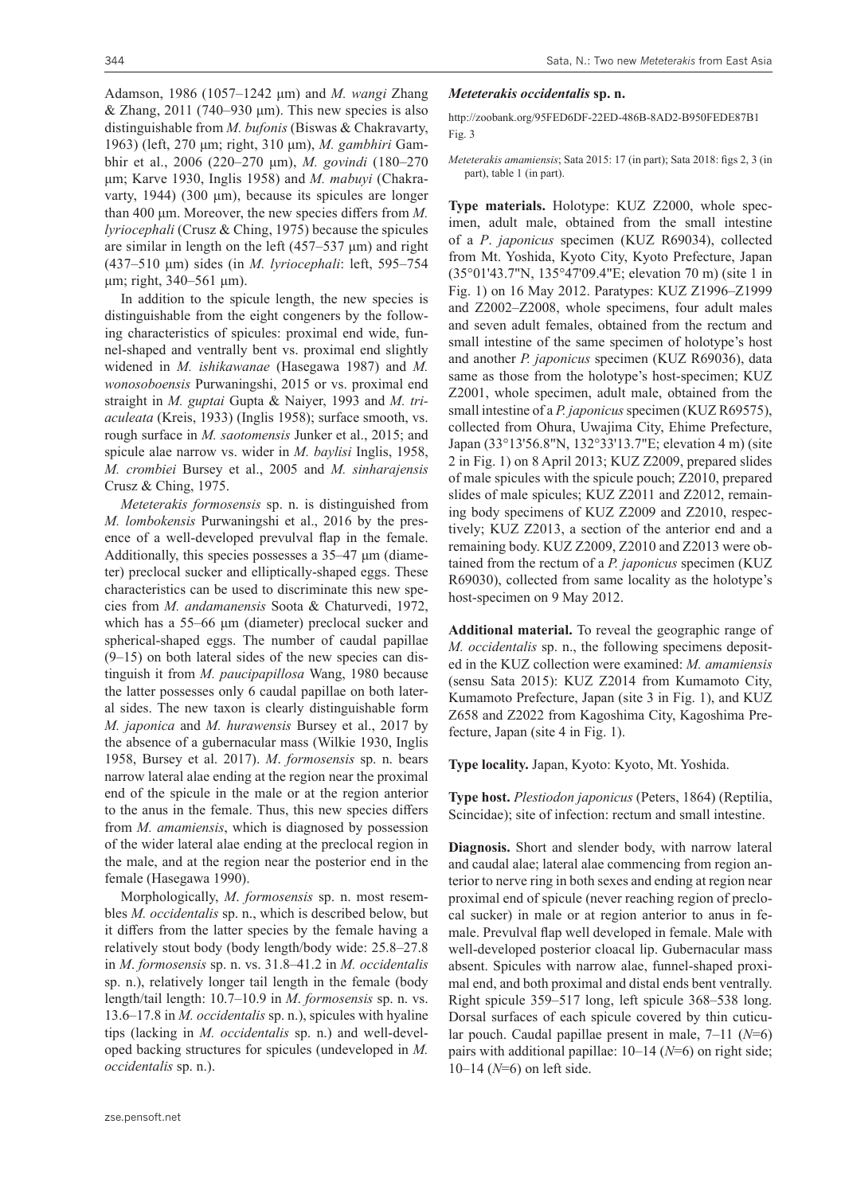Adamson, 1986 (1057–1242 μm) and *M. wangi* Zhang & Zhang, 2011 (740–930 μm). This new species is also distinguishable from *M. bufonis* (Biswas & Chakravarty, 1963) (left, 270 μm; right, 310 μm), *M. gambhiri* Gambhir et al., 2006 (220–270 μm), *M. govindi* (180–270 μm; Karve 1930, Inglis 1958) and *M. mabuyi* (Chakravarty, 1944) (300 μm), because its spicules are longer than 400 μm. Moreover, the new species differs from *M. lyriocephali* (Crusz & Ching, 1975) because the spicules are similar in length on the left (457–537 μm) and right (437–510 μm) sides (in *M. lyriocephali*: left, 595–754 μm; right, 340–561 μm).

In addition to the spicule length, the new species is distinguishable from the eight congeners by the following characteristics of spicules: proximal end wide, funnel-shaped and ventrally bent vs. proximal end slightly widened in *M. ishikawanae* (Hasegawa 1987) and *M. wonosoboensis* Purwaningshi, 2015 or vs. proximal end straight in *M. guptai* Gupta & Naiyer, 1993 and *M. triaculeata* (Kreis, 1933) (Inglis 1958); surface smooth, vs. rough surface in *M. saotomensis* Junker et al., 2015; and spicule alae narrow vs. wider in *M. baylisi* Inglis, 1958, *M. crombiei* Bursey et al., 2005 and *M. sinharajensis* Crusz & Ching, 1975.

*Meteterakis formosensis* sp. n. is distinguished from *M. lombokensis* Purwaningshi et al., 2016 by the presence of a well-developed prevulval flap in the female. Additionally, this species possesses a 35–47 μm (diameter) preclocal sucker and elliptically-shaped eggs. These characteristics can be used to discriminate this new species from *M. andamanensis* Soota & Chaturvedi, 1972, which has a 55–66 μm (diameter) preclocal sucker and spherical-shaped eggs. The number of caudal papillae (9–15) on both lateral sides of the new species can distinguish it from *M. paucipapillosa* Wang, 1980 because the latter possesses only 6 caudal papillae on both lateral sides. The new taxon is clearly distinguishable form *M. japonica* and *M. hurawensis* Bursey et al., 2017 by the absence of a gubernacular mass (Wilkie 1930, Inglis 1958, Bursey et al. 2017). *M. formosensis* sp. n. bears narrow lateral alae ending at the region near the proximal end of the spicule in the male or at the region anterior to the anus in the female. Thus, this new species differs from *M. amamiensis*, which is diagnosed by possession of the wider lateral alae ending at the preclocal region in the male, and at the region near the posterior end in the female (Hasegawa 1990).

Morphologically, *M. formosensis* sp. n. most resembles *M. occidentalis* sp. n., which is described below, but it differs from the latter species by the female having a relatively stout body (body length/body wide: 25.8–27.8 in *M. formosensis* sp. n. vs. 31.8–41.2 in *M. occidentalis* sp. n.), relatively longer tail length in the female (body length/tail length: 10.7–10.9 in *M. formosensis* sp. n. vs. 13.6–17.8 in *M. occidentalis* sp. n.), spicules with hyaline tips (lacking in *M. occidentalis* sp. n.) and well-developed backing structures for spicules (undeveloped in *M. occidentalis* sp. n.).

### *Meteterakis occidentalis* sp. n.

http://zoobank.org/95FED6DF-22ED-486B-8AD2-B950FEDE87B1

Fig. 3

*Meteterakis amamiensis*; Sata 2015: 17 (in part); Sata 2018: figs 2, 3 (in part), table 1 (in part).

**Type materials.** Holotype: KUZ Z2000, whole specimen, adult male, obtained from the small intestine of a *P. japonicus* specimen (KUZ R69034), collected from Mt. Yoshida, Kyoto City, Kyoto Prefecture, Japan (35°01'43.7"N, 135°47'09.4"E; elevation 70 m) (site 1 in Fig. 1) on 16 May 2012. Paratypes: KUZ Z1996–Z1999 and Z2002–Z2008, whole specimens, four adult males and seven adult females, obtained from the rectum and small intestine of the same specimen of holotype's host and another *P. japonicus* specimen (KUZ R69036), data same as those from the holotype's host-specimen; KUZ Z2001, whole specimen, adult male, obtained from the small intestine of a *P. japonicus* specimen (KUZ R69575), collected from Ohura, Uwajima City, Ehime Prefecture, Japan (33°13'56.8"N, 132°33'13.7"E; elevation 4 m) (site 2 in Fig. 1) on 8 April 2013; KUZ Z2009, prepared slides of male spicules with the spicule pouch; Z2010, prepared slides of male spicules; KUZ Z2011 and Z2012, remaining body specimens of KUZ Z2009 and Z2010, respectively; KUZ Z2013, a section of the anterior end and a remaining body. KUZ Z2009, Z2010 and Z2013 were obtained from the rectum of a *P. japonicus* specimen (KUZ R69030), collected from same locality as the holotype's host-specimen on 9 May 2012.

**Additional material.** To reveal the geographic range of *M. occidentalis* sp. n., the following specimens deposited in the KUZ collection were examined: *M. amamiensis* (sensu Sata 2015): KUZ Z2014 from Kumamoto City, Kumamoto Prefecture, Japan (site 3 in Fig. 1), and KUZ Z658 and Z2022 from Kagoshima City, Kagoshima Prefecture, Japan (site 4 in Fig. 1).

**Type locality.** Japan, Kyoto: Kyoto, Mt. Yoshida.

**Type host.** *Plestiodon japonicus* (Peters, 1864) (Reptilia, Scincidae); site of infection: rectum and small intestine.

**Diagnosis.** Short and slender body, with narrow lateral and caudal alae; lateral alae commencing from region anterior to nerve ring in both sexes and ending at region near proximal end of spicule (never reaching region of preclocal sucker) in male or at region anterior to anus in female. Prevulval flap well developed in female. Male with well-developed posterior cloacal lip. Gubernacular mass absent. Spicules with narrow alae, funnel-shaped proximal end, and both proximal and distal ends bent ventrally. Right spicule 359–517 long, left spicule 368–538 long. Dorsal surfaces of each spicule covered by thin cuticular pouch. Caudal papillae present in male, 7–11 ($N$=6) pairs with additional papillae: 10–14 ($N$=6) on right side; 10–14 ($N$=6) on left side.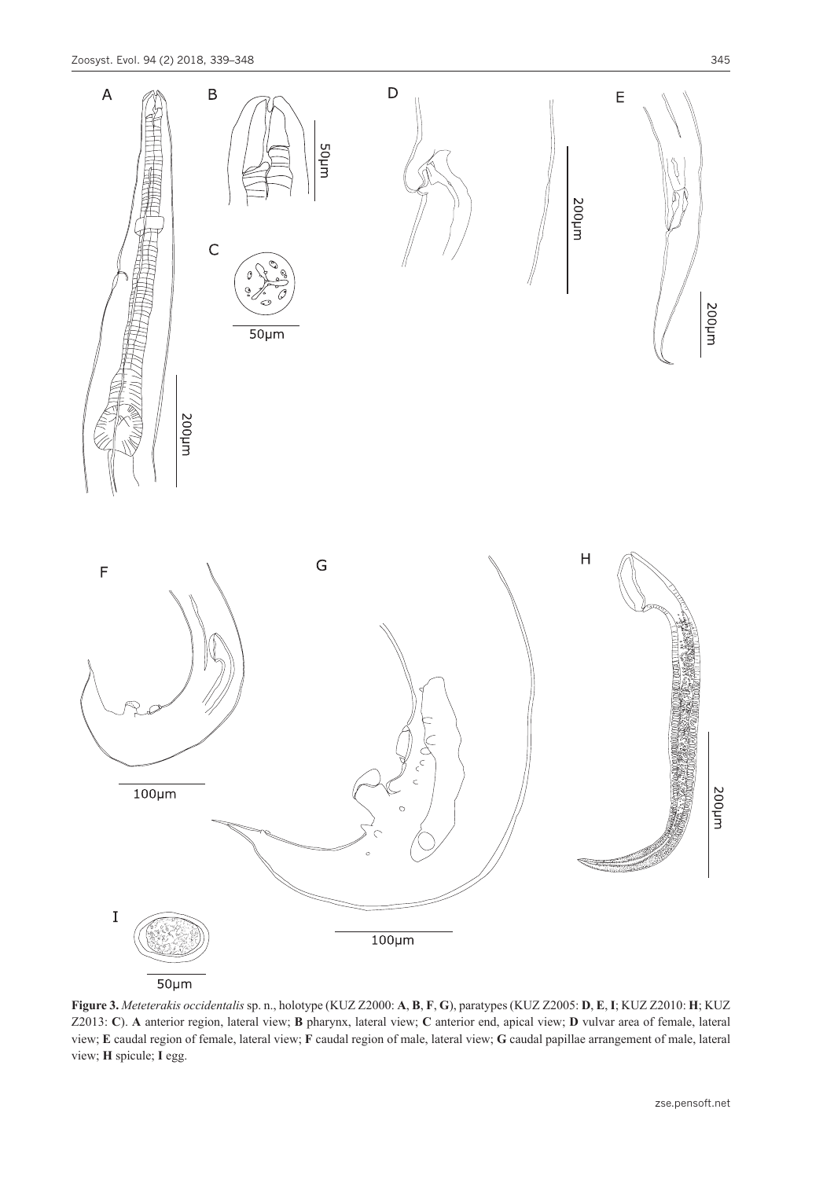**Figure 3.** *Meteterakis occidentalis* sp. n., holotype (KUZ Z2000: **A**, **B**, **F**, **G**), paratypes (KUZ Z2005: **D**, **E**, **I**; KUZ Z2010: **H**; KUZ Z2013: **C**). **A** anterior region, lateral view; **B** pharynx, lateral view; **C** anterior end, apical view; **D** vulvar area of female, lateral view; **E** caudal region of female, lateral view; **F** caudal region of male, lateral view; **G** caudal papillae arrangement of male, lateral view; **H** spicule; **I** egg.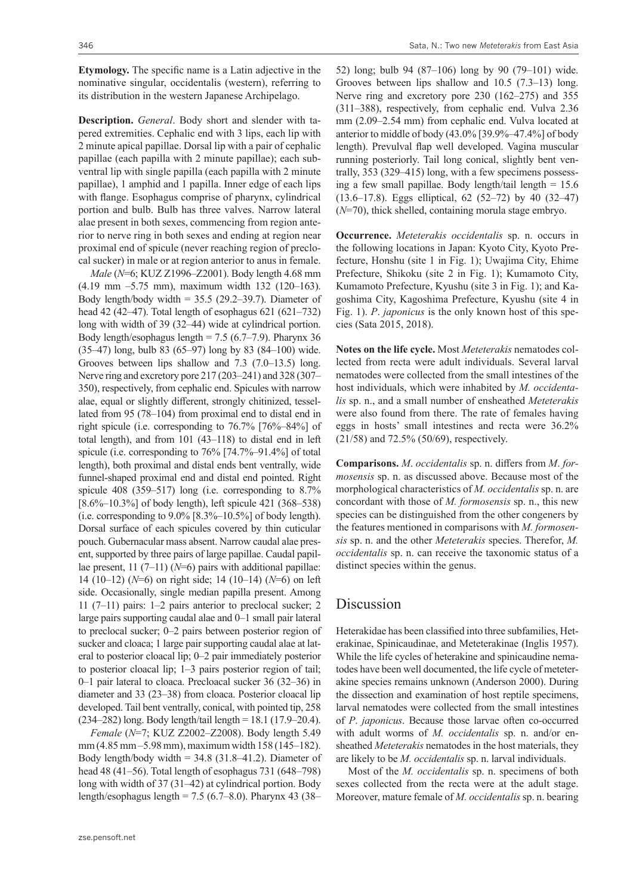**Etymology.** The specific name is a Latin adjective in the nominative singular, occidentalis (western), referring to its distribution in the western Japanese Archipelago.

**Description.** *General*. Body short and slender with tapered extremities. Cephalic end with 3 lips, each lip with 2 minute apical papillae. Dorsal lip with a pair of cephalic papillae (each papilla with 2 minute papillae); each subventral lip with single papilla (each papilla with 2 minute papillae), 1 amphid and 1 papilla. Inner edge of each lips with flange. Esophagus comprise of pharynx, cylindrical portion and bulb. Bulb has three valves. Narrow lateral alae present in both sexes, commencing from region anterior to nerve ring in both sexes and ending at region near proximal end of spicule (never reaching region of precloacal sucker) in male or at region anterior to anus in female.

*Male* (*N*=6; KUZ Z1996–Z2001). Body length 4.68 mm (4.19 mm –5.75 mm), maximum width 132 (120–163). Body length/body width = 35.5 (29.2–39.7). Diameter of head 42 (42–47). Total length of esophagus 621 (621–732) long with width of 39 (32–44) wide at cylindrical portion. Body length/esophagus length = 7.5 (6.7–7.9). Pharynx 36 (35–47) long, bulb 83 (65–97) long by 83 (84–100) wide. Grooves between lips shallow and 7.3 (7.0–13.5) long. Nerve ring and excretory pore 217 (203–241) and 328 (307–350), respectively, from cephalic end. Spicules with narrow alae, equal or slightly different, strongly chitinized, tessellated from 95 (78–104) from proximal end to distal end in right spicule (i.e. corresponding to 76.7% [76%–84%] of total length), and from 101 (43–118) to distal end in left spicule (i.e. corresponding to 76% [74.7%–91.4%] of total length), both proximal and distal ends bent ventrally, wide funnel-shaped proximal end and distal end pointed. Right spicule 408 (359–517) long (i.e. corresponding to 8.7% [8.6%–10.3%] of body length), left spicule 421 (368–538) (i.e. corresponding to 9.0% [8.3%–10.5%] of body length). Dorsal surface of each spicules covered by thin cuticular pouch. Gubernacular mass absent. Narrow caudal alae present, supported by three pairs of large papillae. Caudal papillae present, 11 (7–11) (*N*=6) pairs with additional papillae: 14 (10–12) (*N*=6) on right side; 14 (10–14) (*N*=6) on left side. Occasionally, single median papilla present. Among 11 (7–11) pairs: 1–2 pairs anterior to preclocal sucker; 2 large pairs supporting caudal alae and 0–1 small pair lateral to preclocal sucker; 0–2 pairs between posterior region of sucker and cloaca; 1 large pair supporting caudal alae at lateral to posterior cloacal lip; 0–2 pair immediately posterior to posterior cloacal lip; 1–3 pairs posterior region of tail; 0–1 pair lateral to cloaca. Precloacal sucker 36 (32–36) in diameter and 33 (23–38) from cloaca. Posterior cloacal lip developed. Tail bent ventrally, conical, with pointed tip, 258 (234–282) long. Body length/tail length = 18.1 (17.9–20.4).

*Female* (*N*=7; KUZ Z2002–Z2008). Body length 5.49 mm (4.85 mm –5.98 mm), maximum width 158 (145–182). Body length/body width = 34.8 (31.8–41.2). Diameter of head 48 (41–56). Total length of esophagus 731 (648–798) long with width of 37 (31–42) at cylindrical portion. Body length/esophagus length = 7.5 (6.7–8.0). Pharynx 43 (38–52) long; bulb 94 (87–106) long by 90 (79–101) wide. Grooves between lips shallow and 10.5 (7.3–13) long. Nerve ring and excretory pore 230 (162–275) and 355 (311–388), respectively, from cephalic end. Vulva 2.36 mm (2.09–2.54 mm) from cephalic end. Vulva located at anterior to middle of body (43.0% [39.9%–47.4%] of body length). Prevulval flap well developed. Vagina muscular running posteriorly. Tail long conical, slightly bent ventrally, 353 (329–415) long, with a few specimens possessing a few small papillae. Body length/tail length = 15.6 (13.6–17.8). Eggs elliptical, 62 (52–72) by 40 (32–47) (*N*=70), thick shelled, containing morula stage embryo.

**Occurrence.** *Meteterakis occidentalis* sp. n. occurs in the following locations in Japan: Kyoto City, Kyoto Prefecture, Honshu (site 1 in Fig. 1); Uwajima City, Ehime Prefecture, Shikoku (site 2 in Fig. 1); Kumamoto City, Kumamoto Prefecture, Kyushu (site 3 in Fig. 1); and Kagoshima City, Kagoshima Prefecture, Kyushu (site 4 in Fig. 1). *P*. *japonicus* is the only known host of this species (Sata 2015, 2018).

**Notes on the life cycle.** Most *Meteterakis* nematodes collected from recta were adult individuals. Several larval nematodes were collected from the small intestines of the host individuals, which were inhabited by *M. occidentalis* sp. n., and a small number of ensheathed *Meteterakis* were also found from there. The rate of females having eggs in hosts' small intestines and recta were 36.2% (21/58) and 72.5% (50/69), respectively.

**Comparisons.** *M*. *occidentalis* sp. n. differs from *M*. *formosensis* sp. n. as discussed above. Because most of the morphological characteristics of *M. occidentalis* sp. n. are concordant with those of *M. formosensis* sp. n., this new species can be distinguished from the other congeners by the features mentioned in comparisons with *M. formosensis* sp. n. and the other *Meteterakis* species. Therefor, *M. occidentalis* sp. n. can receive the taxonomic status of a distinct species within the genus.

## Discussion

Heterakidae has been classified into three subfamilies, Heterakinae, Spinicaudinae, and Meteterakinae (Inglis 1957). While the life cycles of heterakine and spinicaudine nematodes have been well documented, the life cycle of meteterakine species remains unknown (Anderson 2000). During the dissection and examination of host reptile specimens, larval nematodes were collected from the small intestines of *P*. *japonicus*. Because those larvae often co-occurred with adult worms of *M. occidentalis* sp. n. and/or ensheathed *Meteterakis* nematodes in the host materials, they are likely to be *M. occidentalis* sp. n. larval individuals.

Most of the *M. occidentalis* sp. n. specimens of both sexes collected from the recta were at the adult stage. Moreover, mature female of *M. occidentalis* sp. n. bearing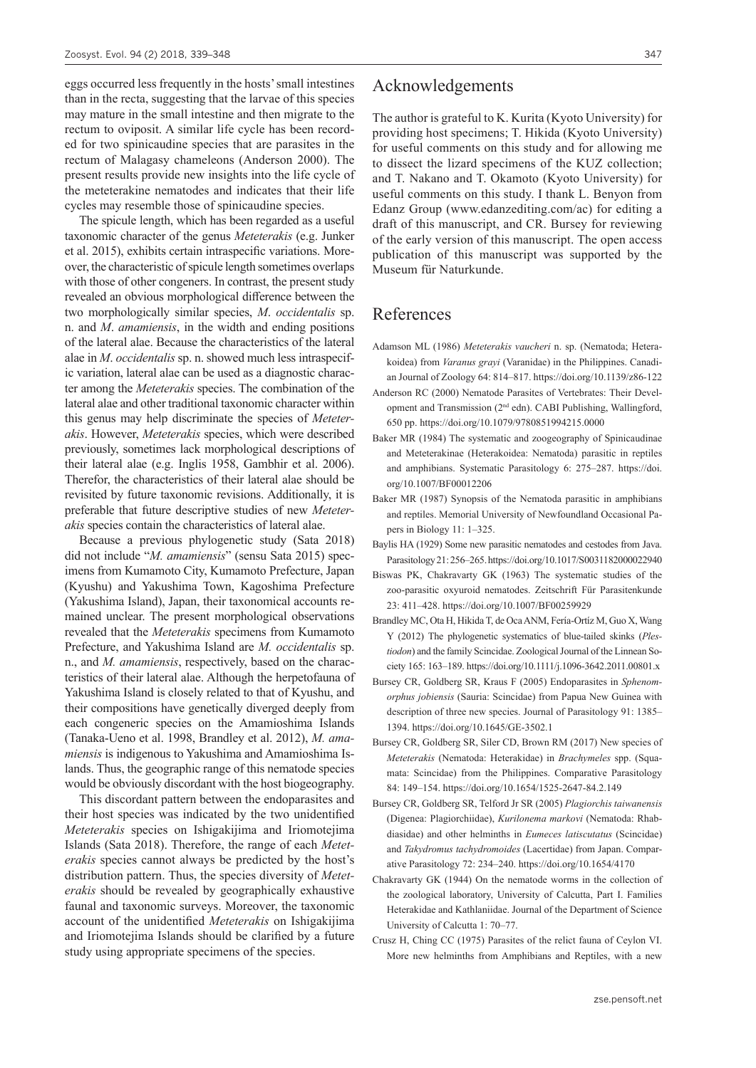eggs occurred less frequently in the hosts' small intestines than in the recta, suggesting that the larvae of this species may mature in the small intestine and then migrate to the rectum to oviposit. A similar life cycle has been recorded for two spinicaudine species that are parasites in the rectum of Malagasy chameleons (Anderson 2000). The present results provide new insights into the life cycle of the meteterakine nematodes and indicates that their life cycles may resemble those of spinicaudine species.

The spicule length, which has been regarded as a useful taxonomic character of the genus *Meteterakis* (e.g. Junker et al. 2015), exhibits certain intraspecific variations. Moreover, the characteristic of spicule length sometimes overlaps with those of other congeners. In contrast, the present study revealed an obvious morphological difference between the two morphologically similar species, *M. occidentalis* sp. n. and *M. amamiensis*, in the width and ending positions of the lateral alae. Because the characteristics of the lateral alae in *M. occidentalis* sp. n. showed much less intraspecific variation, lateral alae can be used as a diagnostic character among the *Meteterakis* species. The combination of the lateral alae and other traditional taxonomic character within this genus may help discriminate the species of *Meteterakis*. However, *Meteterakis* species, which were described previously, sometimes lack morphological descriptions of their lateral alae (e.g. Inglis 1958, Gambhir et al. 2006). Therefor, the characteristics of their lateral alae should be revisited by future taxonomic revisions. Additionally, it is preferable that future descriptive studies of new *Meteterakis* species contain the characteristics of lateral alae.

Because a previous phylogenetic study (Sata 2018) did not include "*M. amamiensis*" (sensu Sata 2015) specimens from Kumamoto City, Kumamoto Prefecture, Japan (Kyushu) and Yakushima Town, Kagoshima Prefecture (Yakushima Island), Japan, their taxonomical accounts remained unclear. The present morphological observations revealed that the *Meteterakis* specimens from Kumamoto Prefecture, and Yakushima Island are *M. occidentalis* sp. n., and *M. amamiensis*, respectively, based on the characteristics of their lateral alae. Although the herpetofauna of Yakushima Island is closely related to that of Kyushu, and their compositions have genetically diverged deeply from each congeneric species on the Amamioshima Islands (Tanaka-Ueno et al. 1998, Brandley et al. 2012), *M. amamiensis* is indigenous to Yakushima and Amamioshima Islands. Thus, the geographic range of this nematode species would be obviously discordant with the host biogeography.

This discordant pattern between the endoparasites and their host species was indicated by the two unidentified *Meteterakis* species on Ishigakijima and Iriomotejima Islands (Sata 2018). Therefore, the range of each *Meteterakis* species cannot always be predicted by the host's distribution pattern. Thus, the species diversity of *Meteterakis* should be revealed by geographically exhaustive faunal and taxonomic surveys. Moreover, the taxonomic account of the unidentified *Meteterakis* on Ishigakijima and Iriomotejima Islands should be clarified by a future study using appropriate specimens of the species.

## Acknowledgements

The author is grateful to K. Kurita (Kyoto University) for providing host specimens; T. Hikida (Kyoto University) for useful comments on this study and for allowing me to dissect the lizard specimens of the KUZ collection; and T. Nakano and T. Okamoto (Kyoto University) for useful comments on this study. I thank L. Benyon from Edanz Group (www.edanzediting.com/ac) for editing a draft of this manuscript, and CR. Bursey for reviewing of the early version of this manuscript. The open access publication of this manuscript was supported by the Museum für Naturkunde.

## References

Adamson ML (1986) *Meteterakis vaucheri* n. sp. (Nematoda; Heterakoidea) from *Varanus grayi* (Varanidae) in the Philippines. Canadian Journal of Zoology 64: 814–817. https://doi.org/10.1139/z86-122

Anderson RC (2000) Nematode Parasites of Vertebrates: Their Development and Transmission (2nd edn). CABI Publishing, Wallingford, 650 pp. https://doi.org/10.1079/9780851994215.0000

Baker MR (1984) The systematic and zoogeography of Spinicaudinae and Meteterakinae (Heterakoidea: Nematoda) parasitic in reptiles and amphibians. Systematic Parasitology 6: 275–287. https://doi.org/10.1007/BF00012206

Baker MR (1987) Synopsis of the Nematoda parasitic in amphibians and reptiles. Memorial University of Newfoundland Occasional Papers in Biology 11: 1–325.

Baylis HA (1929) Some new parasitic nematodes and cestodes from Java. Parasitology 21: 256–265. https://doi.org/10.1017/S0031182000022940

Biswas PK, Chakravarty GK (1963) The systematic studies of the zoo-parasitic oxyuroid nematodes. Zeitschrift Für Parasitenkunde 23: 411–428. https://doi.org/10.1007/BF00259929

Brandley MC, Ota H, Hikida T, de Oca ANM, Fería-Ortíz M, Guo X, Wang Y (2012) The phylogenetic systematics of blue-tailed skinks (*Plestiodon*) and the family Scincidae. Zoological Journal of the Linnean Society 165: 163–189. https://doi.org/10.1111/j.1096-3642.2011.00801.x

Bursey CR, Goldberg SR, Kraus F (2005) Endoparasites in *Sphenomorphus jobiensis* (Sauria: Scincidae) from Papua New Guinea with description of three new species. Journal of Parasitology 91: 1385–1394. https://doi.org/10.1645/GE-3502.1

Bursey CR, Goldberg SR, Siler CD, Brown RM (2017) New species of *Meteterakis* (Nematoda: Heterakidae) in *Brachymeles* spp. (Squamata: Scincidae) from the Philippines. Comparative Parasitology 84: 149–154. https://doi.org/10.1654/1525-2647-84.2.149

Bursey CR, Goldberg SR, Telford Jr SR (2005) *Plagiorchis taiwanensis* (Digenea: Plagiorchiidae), *Kurilonema markovi* (Nematoda: Rhabdiasidae) and other helminths in *Eumeces latiscutatus* (Scincidae) and *Takydromus tachydromoides* (Lacertidae) from Japan. Comparative Parasitology 72: 234–240. https://doi.org/10.1654/4170

Chakravarty GK (1944) On the nematode worms in the collection of the zoological laboratory, University of Calcutta, Part I. Families Heterakidae and Kathlaniidae. Journal of the Department of Science University of Calcutta 1: 70–77.

Crusz H, Ching CC (1975) Parasites of the relict fauna of Ceylon VI. More new helminths from Amphibians and Reptiles, with a new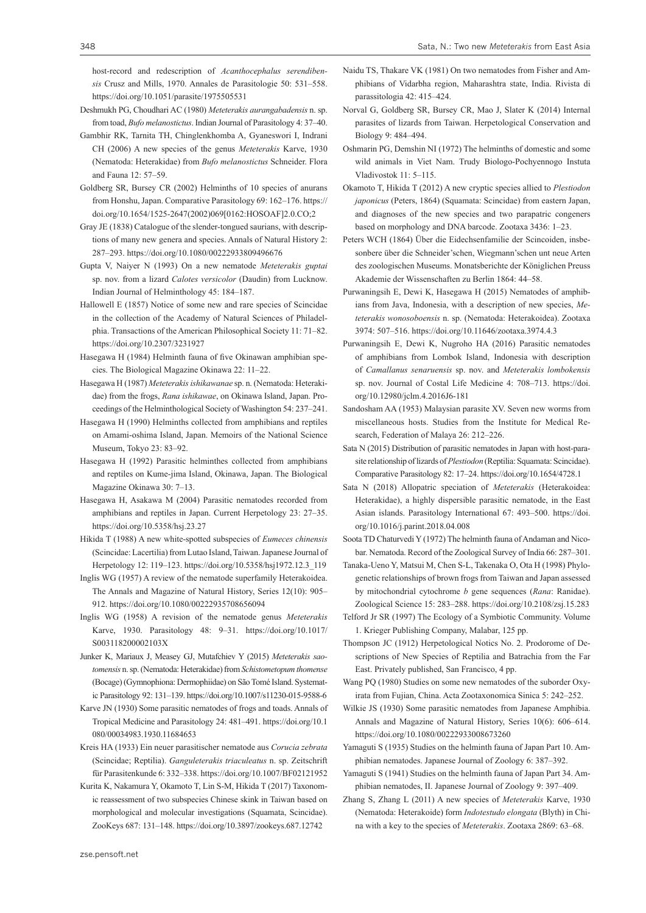host-record and redescription of *Acanthocephalus serendibensis* Crusz and Mills, 1970. Annales de Parasitologie 50: 531–558. https://doi.org/10.1051/parasite/1975505531

Deshmukh PG, Choudhari AC (1980) *Meteterakis aurangabadensis* n. sp. from toad, *Bufo melanostictus*. Indian Journal of Parasitology 4: 37–40.

Gambhir RK, Tarnita TH, Chinglenkhomba A, Gyaneswori I, Indrani CH (2006) A new species of the genus *Meteterakis* Karve, 1930 (Nematoda: Heterakidae) from *Bufo melanostictus* Schneider. Flora and Fauna 12: 57–59.

Goldberg SR, Bursey CR (2002) Helminths of 10 species of anurans from Honshu, Japan. Comparative Parasitology 69: 162–176. https://doi.org/10.1654/1525-2647(2002)069[0162:HOSOAF]2.0.CO;2

Gray JE (1838) Catalogue of the slender-tongued saurians, with descriptions of many new genera and species. Annals of Natural History 2: 287–293. https://doi.org/10.1080/00222933809496676

Gupta V, Naiyer N (1993) On a new nematode *Meteterakis guptai* sp. nov. from a lizard *Calotes versicolor* (Daudin) from Lucknow. Indian Journal of Helminthology 45: 184–187.

Hallowell E (1857) Notice of some new and rare species of Scincidae in the collection of the Academy of Natural Sciences of Philadelphia. Transactions of the American Philosophical Society 11: 71–82. https://doi.org/10.2307/3231927

Hasegawa H (1984) Helminth fauna of five Okinawan amphibian species. The Biological Magazine Okinawa 22: 11–22.

Hasegawa H (1987) *Meteterakis ishikawanae* sp. n. (Nematoda: Heterakidae) from the frogs, *Rana ishikawae*, on Okinawa Island, Japan. Proceedings of the Helminthological Society of Washington 54: 237–241.

Hasegawa H (1990) Helminths collected from amphibians and reptiles on Amami-oshima Island, Japan. Memoirs of the National Science Museum, Tokyo 23: 83–92.

Hasegawa H (1992) Parasitic helminthes collected from amphibians and reptiles on Kume-jima Island, Okinawa, Japan. The Biological Magazine Okinawa 30: 7–13.

Hasegawa H, Asakawa M (2004) Parasitic nematodes recorded from amphibians and reptiles in Japan. Current Herpetology 23: 27–35. https://doi.org/10.5358/hsj.23.27

Hikida T (1988) A new white-spotted subspecies of *Eumeces chinensis* (Scincidae: Lacertilia) from Lutao Island, Taiwan. Japanese Journal of Herpetology 12: 119–123. https://doi.org/10.5358/hsj1972.12.3_119

Inglis WG (1957) A review of the nematode superfamily Heterakoidea. The Annals and Magazine of Natural History, Series 12(10): 905–912. https://doi.org/10.1080/00222935708656094

Inglis WG (1958) A revision of the nematode genus *Meteterakis* Karve, 1930. Parasitology 48: 9–31. https://doi.org/10.1017/S003118200002103X

Junker K, Mariaux J, Measey GJ, Mutafchiev Y (2015) *Meteterakis saotomensis* n. sp. (Nematoda: Heterakidae) from *Schistometopum thomense* (Bocage) (Gymnophiona: Dermophiidae) on São Tomé Island. Systematic Parasitology 92: 131–139. https://doi.org/10.1007/s11230-015-9588-6

Karve JN (1930) Some parasitic nematodes of frogs and toads. Annals of Tropical Medicine and Parasitology 24: 481–491. https://doi.org/10.1080/00034983.1930.11684653

Kreis HA (1933) Ein neuer parasitischer nematode aus *Corucia zebrata* (Scincidae; Reptilia). *Ganguleterakis triaculeatus* n. sp. Zeitschrift für Parasitenkunde 6: 332–338. https://doi.org/10.1007/BF02121952

Kurita K, Nakamura Y, Okamoto T, Lin S-M, Hikida T (2017) Taxonomic reassessment of two subspecies Chinese skink in Taiwan based on morphological and molecular investigations (Squamata, Scincidae). ZooKeys 687: 131–148. https://doi.org/10.3897/zookeys.687.12742

Naidu TS, Thakare VK (1981) On two nematodes from Fisher and Amphibians of Vidarbha region, Maharashtra state, India. Rivista di parassitologia 42: 415–424.

Norval G, Goldberg SR, Bursey CR, Mao J, Slater K (2014) Internal parasites of lizards from Taiwan. Herpetological Conservation and Biology 9: 484–494.

Oshmarin PG, Demshin NI (1972) The helminths of domestic and some wild animals in Viet Nam. Trudy Biologo-Pochyennogo Instuta Vladivostok 11: 5–115.

Okamoto T, Hikida T (2012) A new cryptic species allied to *Plestiodon japonicus* (Peters, 1864) (Squamata: Scincidae) from eastern Japan, and diagnoses of the new species and two parapatric congeners based on morphology and DNA barcode. Zootaxa 3436: 1–23.

Peters WCH (1864) Über die Eidechsenfamilie der Scincoiden, insbesonbere über die Schneider'schen, Wiegmann'schen unt neue Arten des zoologischen Museums. Monatsberichte der Königlichen Preuss Akademie der Wissenschaften zu Berlin 1864: 44–58.

Purwaningsih E, Dewi K, Hasegawa H (2015) Nematodes of amphibians from Java, Indonesia, with a description of new species, *Meteterakis wonosoboensis* n. sp. (Nematoda: Heterakoidea). Zootaxa 3974: 507–516. https://doi.org/10.11646/zootaxa.3974.4.3

Purwaningsih E, Dewi K, Nugroho HA (2016) Parasitic nematodes of amphibians from Lombok Island, Indonesia with description of *Camallanus senaruensis* sp. nov. and *Meteterakis lombokensis* sp. nov. Journal of Costal Life Medicine 4: 708–713. https://doi.org/10.12980/jclm.4.2016J6-181

Sandosham AA (1953) Malaysian parasite XV. Seven new worms from miscellaneous hosts. Studies from the Institute for Medical Research, Federation of Malaya 26: 212–226.

Sata N (2015) Distribution of parasitic nematodes in Japan with host-parasite relationship of lizards of *Plestiodon* (Reptilia: Squamata: Scincidae). Comparative Parasitology 82: 17–24. https://doi.org/10.1654/4728.1

Sata N (2018) Allopatric speciation of *Meteterakis* (Heterakoidea: Heterakidae), a highly dispersible parasitic nematode, in the East Asian islands. Parasitology International 67: 493–500. https://doi.org/10.1016/j.parint.2018.04.008

Soota TD Chaturvedi Y (1972) The helminth fauna of Andaman and Nicobar. Nematoda. Record of the Zoological Survey of India 66: 287–301.

Tanaka-Ueno Y, Matsui M, Chen S-L, Takenaka O, Ota H (1998) Phylogenetic relationships of brown frogs from Taiwan and Japan assessed by mitochondrial cytochrome *b* gene sequences (*Rana*: Ranidae). Zoological Science 15: 283–288. https://doi.org/10.2108/zsj.15.283

Telford Jr SR (1997) The Ecology of a Symbiotic Community. Volume 1. Krieger Publishing Company, Malabar, 125 pp.

Thompson JC (1912) Herpetological Notics No. 2. Prodorome of Descriptions of New Species of Reptilia and Batrachia from the Far East. Privately published, San Francisco, 4 pp.

Wang PQ (1980) Studies on some new nematodes of the suborder Oxyirata from Fujian, China. Acta Zootaxonomica Sinica 5: 242–252.

Wilkie JS (1930) Some parasitic nematodes from Japanese Amphibia. Annals and Magazine of Natural History, Series 10(6): 606–614. https://doi.org/10.1080/00222933008673260

Yamaguti S (1935) Studies on the helminth fauna of Japan Part 10. Amphibian nematodes. Japanese Journal of Zoology 6: 387–392.

Yamaguti S (1941) Studies on the helminth fauna of Japan Part 34. Amphibian nematodes, II. Japanese Journal of Zoology 9: 397–409.

Zhang S, Zhang L (2011) A new species of *Meteterakis* Karve, 1930 (Nematoda: Heterakoide) form *Indotestudo elongata* (Blyth) in China with a key to the species of *Meteterakis*. Zootaxa 2869: 63–68.